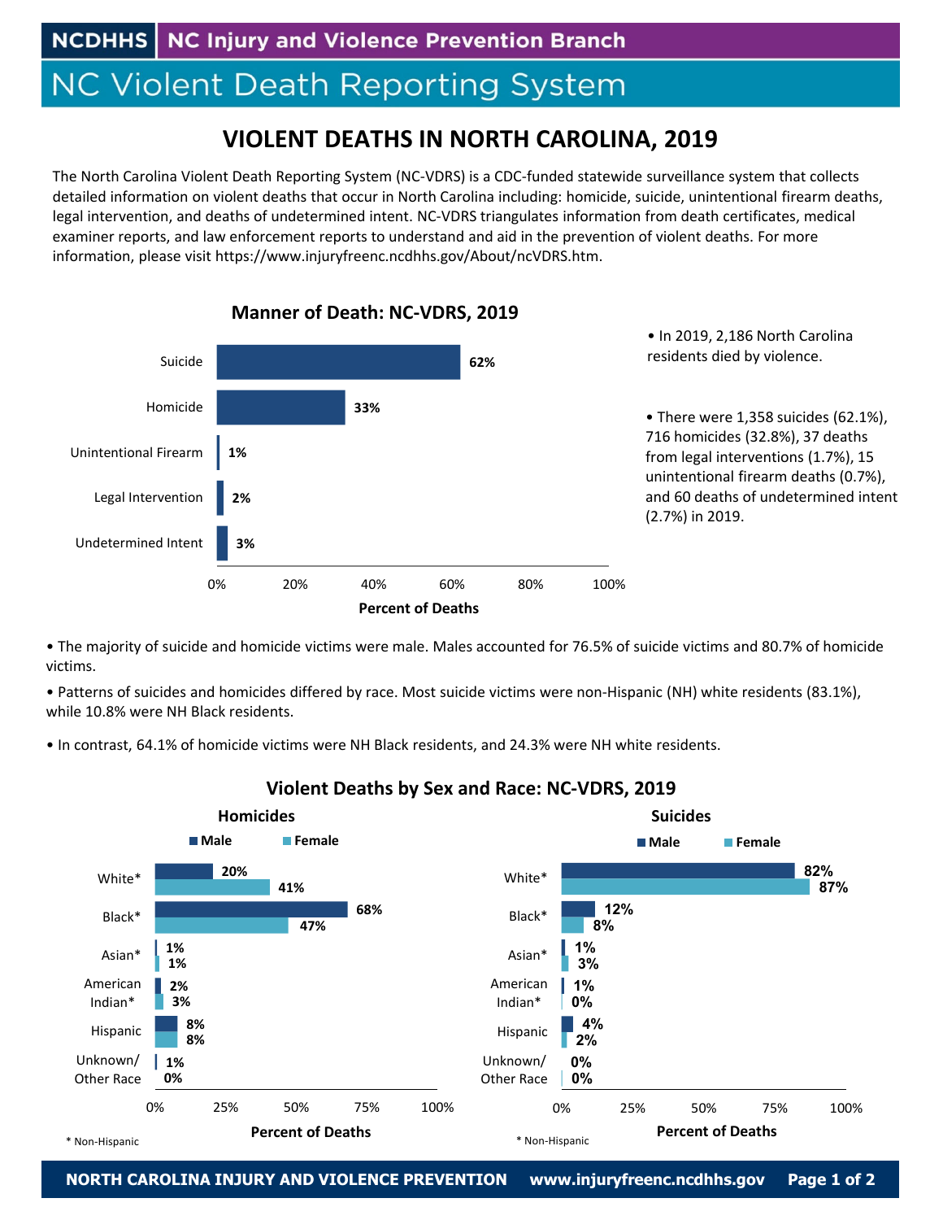NCDHHS | NC Injury and Violence Prevention Branch

# NC Violent Death Reporting System

## VIOLENT DEATHS IN NORTH CAROLINA, 2019

The North Carolina Violent Death Reporting System (NC-VDRS) is a CDC-funded statewide surveillance system that collects detailed information on violent deaths that occur in North Carolina including: homicide, suicide, unintentional firearm deaths, legal intervention, and deaths of undetermined intent. NC-VDRS triangulates information from death certificates, medical examiner reports, and law enforcement reports to understand and aid in the prevention of violent deaths. For more information, please visit https://www.injuryfreenc.ncdhhs.gov/About/ncVDRS.htm.

### Manner of Death: NC-VDRS, 2019

| Manner of Death | Percent of Deaths |
|---|---|
| Suicide | 62% |
| Homicide | 33% |
| Unintentional Firearm | 1% |
| Legal Intervention | 2% |
| Undetermined Intent | 3% |

- In 2019, 2,186 North Carolina residents died by violence.
- There were 1,358 suicides (62.1%), 716 homicides (32.8%), 37 deaths from legal interventions (1.7%), 15 unintentional firearm deaths (0.7%), and 60 deaths of undetermined intent (2.7%) in 2019.

- The majority of suicide and homicide victims were male. Males accounted for 76.5% of suicide victims and 80.7% of homicide victims.
- Patterns of suicides and homicides differed by race. Most suicide victims were non-Hispanic (NH) white residents (83.1%), while 10.8% were NH Black residents.
- In contrast, 64.1% of homicide victims were NH Black residents, and 24.3% were NH white residents.

### Violent Deaths by Sex and Race: NC-VDRS, 2019

#### Homicides

| Race | Male | Female |
|---|---|---|
| White* | 20% | 41% |
| Black* | 68% | 47% |
| Asian* | 1% | 1% |
| American Indian* | 2% | 3% |
| Hispanic | 8% | 8% |
| Unknown/ Other Race | 1% | 0% |

#### Suicides

| Race | Male | Female |
|---|---|---|
| White* | 82% | 87% |
| Black* | 12% | 8% |
| Asian* | 1% | 3% |
| American Indian* | 1% | 0% |
| Hispanic | 4% | 2% |
| Unknown/ Other Race | 0% | 0% |

\* Non-Hispanic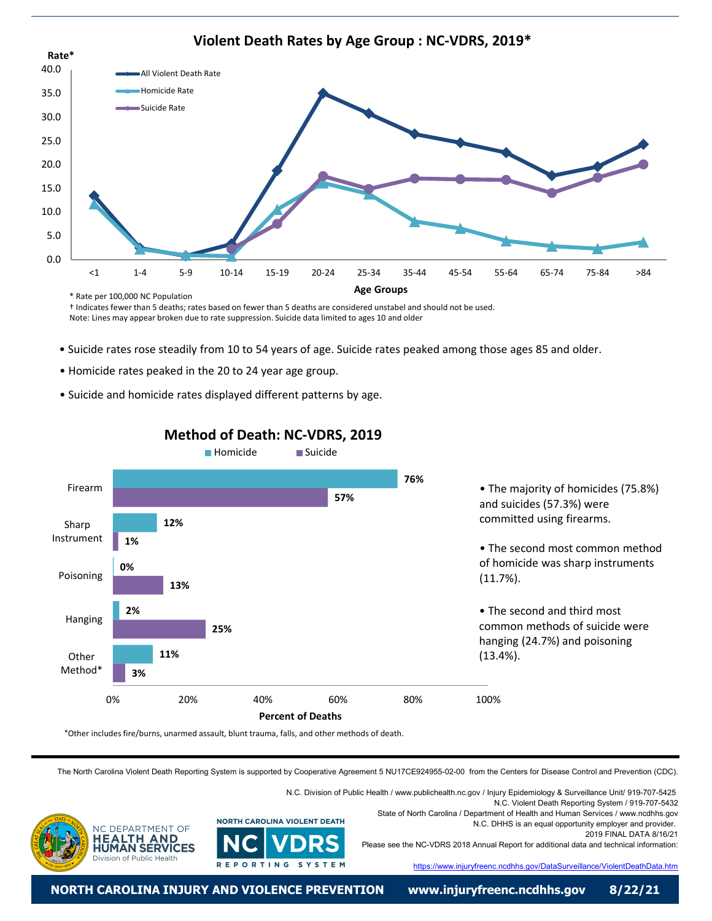## Violent Death Rates by Age Group : NC-VDRS, 2019*

Rate*

40.0
35.0
30.0
25.0
20.0
15.0
10.0
5.0
0.0

All Violent Death Rate
Homicide Rate
Suicide Rate

<1 1-4 5-9 10-14 15-19 20-24 25-34 35-44 45-54 55-64 65-74 75-84 >84

Age Groups

\* Rate per 100,000 NC Population
† Indicates fewer than 5 deaths; rates based on fewer than 5 deaths are considered unstabel and should not be used.
Note: Lines may appear broken due to rate suppression. Suicide data limited to ages 10 and older

- Suicide rates rose steadily from 10 to 54 years of age. Suicide rates peaked among those ages 85 and older.
- Homicide rates peaked in the 20 to 24 year age group.
- Suicide and homicide rates displayed different patterns by age.

## Method of Death: NC-VDRS, 2019

Homicide
Suicide

Firearm: 76%, 57%
Sharp Instrument: 12%, 1%
Poisoning: 0%, 13%
Hanging: 2%, 25%
Other Method*: 11%, 3%

0% 20% 40% 60% 80% 100%

Percent of Deaths

- The majority of homicides (75.8%) and suicides (57.3%) were committed using firearms.
- The second most common method of homicide was sharp instruments (11.7%).
- The second and third most common methods of suicide were hanging (24.7%) and poisoning (13.4%).

\*Other includes fire/burns, unarmed assault, blunt trauma, falls, and other methods of death.

The North Carolina Violent Death Reporting System is supported by Cooperative Agreement 5 NU17CE924955-02-00 from the Centers for Disease Control and Prevention (CDC).

N.C. Division of Public Health / www.publichealth.nc.gov / Injury Epidemiology & Surveillance Unit/ 919-707-5425
N.C. Violent Death Reporting System / 919-707-5432
State of North Carolina / Department of Health and Human Services / www.ncdhhs.gov
N.C. DHHS is an equal opportunity employer and provider.
2019 FINAL DATA 8/16/21
Please see the NC-VDRS 2018 Annual Report for additional data and technical information:
https://www.injuryfreenc.ncdhhs.gov/DataSurveillance/ViolentDeathData.htm

NC DEPARTMENT OF HEALTH AND HUMAN SERVICES Division of Public Health

NORTH CAROLINA VIOLENT DEATH NC VDRS REPORTING SYSTEM

NORTH CAROLINA INJURY AND VIOLENCE PREVENTION www.injuryfreenc.ncdhhs.gov 8/22/21